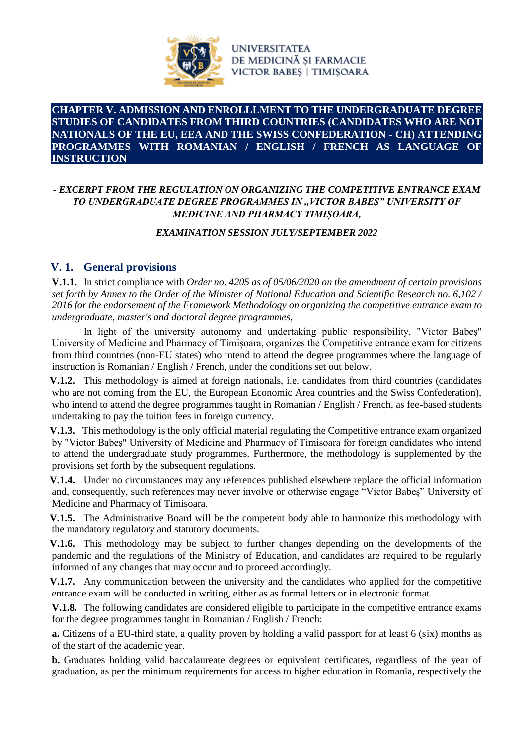UNIVERSITATEA DE MEDICINĂ ŞI FARMACIE VICTOR BABEŞ | TIMIŞOARA

# CHAPTER V. ADMISSION AND ENROLLLMENT TO THE UNDERGRADUATE DEGREE STUDIES OF CANDIDATES FROM THIRD COUNTRIES (CANDIDATES WHO ARE NOT NATIONALS OF THE EU, EEA AND THE SWISS CONFEDERATION - CH) ATTENDING PROGRAMMES WITH ROMANIAN / ENGLISH / FRENCH AS LANGUAGE OF INSTRUCTION

***- EXCERPT FROM THE REGULATION ON ORGANIZING THE COMPETITIVE ENTRANCE EXAM TO UNDERGRADUATE DEGREE PROGRAMMES IN „VICTOR BABEŞ" UNIVERSITY OF MEDICINE AND PHARMACY TIMIŞOARA,***

***EXAMINATION SESSION JULY/SEPTEMBER 2022***

## V. 1. General provisions

**V.1.1.** In strict compliance with *Order no. 4205 as of 05/06/2020 on the amendment of certain provisions set forth by Annex to the Order of the Minister of National Education and Scientific Research no. 6,102 / 2016 for the endorsement of the Framework Methodology on organizing the competitive entrance exam to undergraduate, master's and doctoral degree programmes,*

In light of the university autonomy and undertaking public responsibility, "Victor Babeş" University of Medicine and Pharmacy of Timişoara, organizes the Competitive entrance exam for citizens from third countries (non-EU states) who intend to attend the degree programmes where the language of instruction is Romanian / English / French, under the conditions set out below.

**V.1.2.** This methodology is aimed at foreign nationals, i.e. candidates from third countries (candidates who are not coming from the EU, the European Economic Area countries and the Swiss Confederation), who intend to attend the degree programmes taught in Romanian / English / French, as fee-based students undertaking to pay the tuition fees in foreign currency.

**V.1.3.** This methodology is the only official material regulating the Competitive entrance exam organized by "Victor Babeş" University of Medicine and Pharmacy of Timisoara for foreign candidates who intend to attend the undergraduate study programmes. Furthermore, the methodology is supplemented by the provisions set forth by the subsequent regulations.

**V.1.4.** Under no circumstances may any references published elsewhere replace the official information and, consequently, such references may never involve or otherwise engage "Victor Babeş" University of Medicine and Pharmacy of Timisoara.

**V.1.5.** The Administrative Board will be the competent body able to harmonize this methodology with the mandatory regulatory and statutory documents.

**V.1.6.** This methodology may be subject to further changes depending on the developments of the pandemic and the regulations of the Ministry of Education, and candidates are required to be regularly informed of any changes that may occur and to proceed accordingly.

**V.1.7.** Any communication between the university and the candidates who applied for the competitive entrance exam will be conducted in writing, either as as formal letters or in electronic format.

**V.1.8.** The following candidates are considered eligible to participate in the competitive entrance exams for the degree programmes taught in Romanian / English / French:

**a.** Citizens of a EU-third state, a quality proven by holding a valid passport for at least 6 (six) months as of the start of the academic year.

**b.** Graduates holding valid baccalaureate degrees or equivalent certificates, regardless of the year of graduation, as per the minimum requirements for access to higher education in Romania, respectively the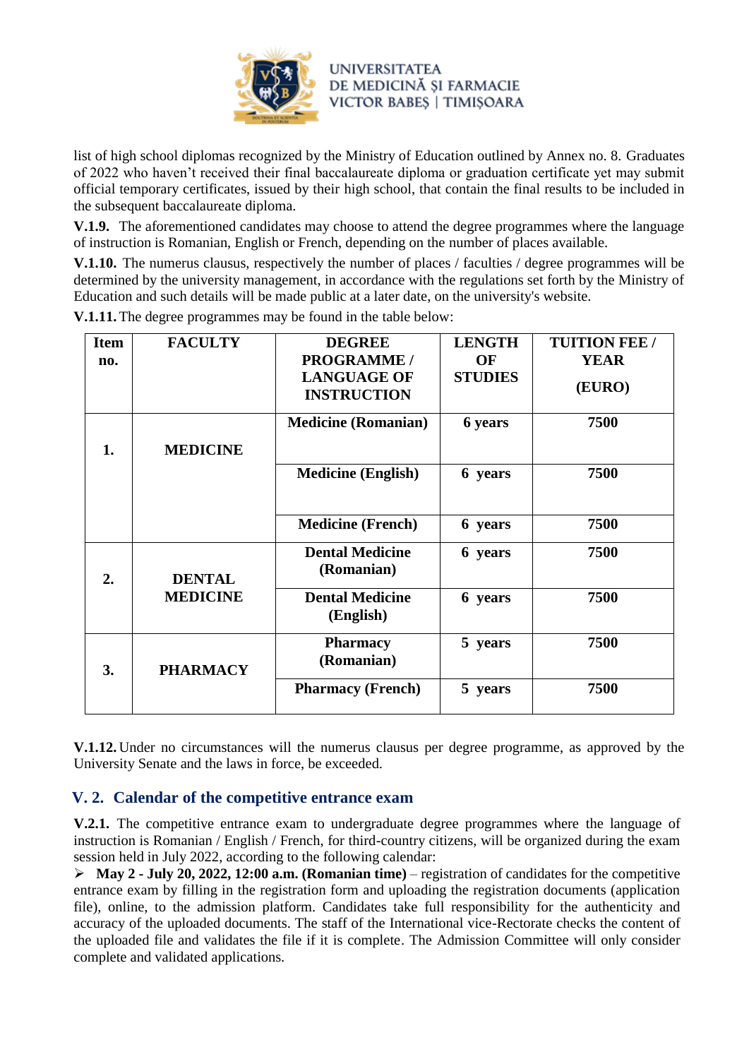list of high school diplomas recognized by the Ministry of Education outlined by Annex no. 8. Graduates of 2022 who haven't received their final baccalaureate diploma or graduation certificate yet may submit official temporary certificates, issued by their high school, that contain the final results to be included in the subsequent baccalaureate diploma.

**V.1.9.** The aforementioned candidates may choose to attend the degree programmes where the language of instruction is Romanian, English or French, depending on the number of places available.

**V.1.10.** The numerus clausus, respectively the number of places / faculties / degree programmes will be determined by the university management, in accordance with the regulations set forth by the Ministry of Education and such details will be made public at a later date, on the university's website.

**V.1.11.** The degree programmes may be found in the table below:

| Item no. | FACULTY | DEGREE PROGRAMME / LANGUAGE OF INSTRUCTION | LENGTH OF STUDIES | TUITION FEE / YEAR (EURO) |
|---|---|---|---|---|
| 1. | MEDICINE | Medicine (Romanian) | 6 years | 7500 |
| | | Medicine (English) | 6 years | 7500 |
| | | Medicine (French) | 6 years | 7500 |
| 2. | DENTAL MEDICINE | Dental Medicine (Romanian) | 6 years | 7500 |
| | | Dental Medicine (English) | 6 years | 7500 |
| 3. | PHARMACY | Pharmacy (Romanian) | 5 years | 7500 |
| | | Pharmacy (French) | 5 years | 7500 |

**V.1.12.** Under no circumstances will the numerus clausus per degree programme, as approved by the University Senate and the laws in force, be exceeded.

## V. 2. Calendar of the competitive entrance exam

**V.2.1.** The competitive entrance exam to undergraduate degree programmes where the language of instruction is Romanian / English / French, for third-country citizens, will be organized during the exam session held in July 2022, according to the following calendar:

- **May 2 - July 20, 2022, 12:00 a.m. (Romanian time)** – registration of candidates for the competitive entrance exam by filling in the registration form and uploading the registration documents (application file), online, to the admission platform. Candidates take full responsibility for the authenticity and accuracy of the uploaded documents. The staff of the International vice-Rectorate checks the content of the uploaded file and validates the file if it is complete. The Admission Committee will only consider complete and validated applications.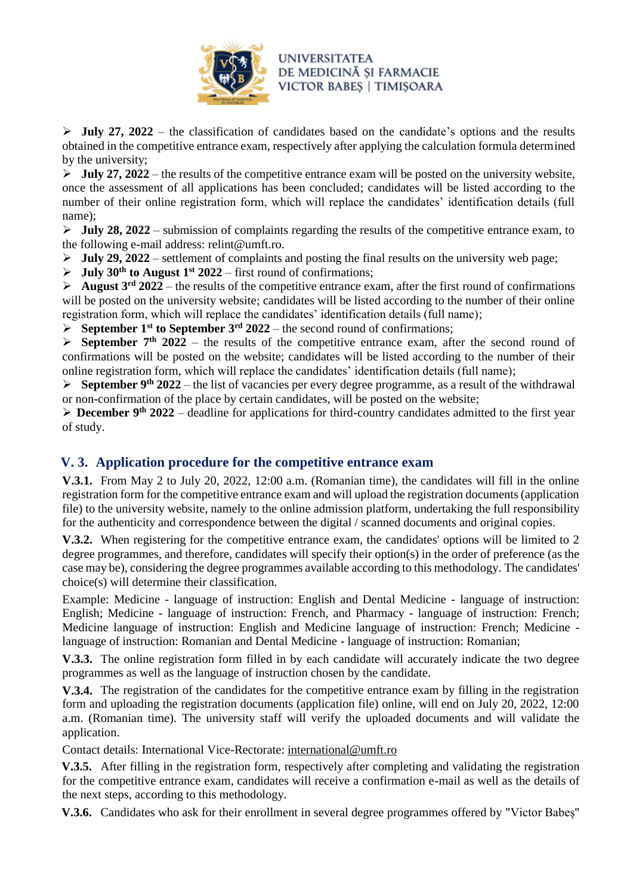- **July 27, 2022** – the classification of candidates based on the candidate's options and the results obtained in the competitive entrance exam, respectively after applying the calculation formula determined by the university;
- **July 27, 2022** – the results of the competitive entrance exam will be posted on the university website, once the assessment of all applications has been concluded; candidates will be listed according to the number of their online registration form, which will replace the candidates' identification details (full name);
- **July 28, 2022** – submission of complaints regarding the results of the competitive entrance exam, to the following e-mail address: relint@umft.ro.
- **July 29, 2022** – settlement of complaints and posting the final results on the university web page;
- **July 30th to August 1st 2022** – first round of confirmations;
- **August 3rd 2022** – the results of the competitive entrance exam, after the first round of confirmations will be posted on the university website; candidates will be listed according to the number of their online registration form, which will replace the candidates' identification details (full name);
- **September 1st to September 3rd 2022** – the second round of confirmations;
- **September 7th 2022** – the results of the competitive entrance exam, after the second round of confirmations will be posted on the website; candidates will be listed according to the number of their online registration form, which will replace the candidates' identification details (full name);
- **September 9th 2022** – the list of vacancies per every degree programme, as a result of the withdrawal or non-confirmation of the place by certain candidates, will be posted on the website;
- **December 9th 2022** – deadline for applications for third-country candidates admitted to the first year of study.

## V. 3. Application procedure for the competitive entrance exam

**V.3.1.** From May 2 to July 20, 2022, 12:00 a.m. (Romanian time), the candidates will fill in the online registration form for the competitive entrance exam and will upload the registration documents (application file) to the university website, namely to the online admission platform, undertaking the full responsibility for the authenticity and correspondence between the digital / scanned documents and original copies.

**V.3.2.** When registering for the competitive entrance exam, the candidates' options will be limited to 2 degree programmes, and therefore, candidates will specify their option(s) in the order of preference (as the case may be), considering the degree programmes available according to this methodology. The candidates' choice(s) will determine their classification.

Example: Medicine - language of instruction: English and Dental Medicine - language of instruction: English; Medicine - language of instruction: French, and Pharmacy - language of instruction: French; Medicine language of instruction: English and Medicine language of instruction: French; Medicine - language of instruction: Romanian and Dental Medicine - language of instruction: Romanian;

**V.3.3.** The online registration form filled in by each candidate will accurately indicate the two degree programmes as well as the language of instruction chosen by the candidate.

**V.3.4.** The registration of the candidates for the competitive entrance exam by filling in the registration form and uploading the registration documents (application file) online, will end on July 20, 2022, 12:00 a.m. (Romanian time). The university staff will verify the uploaded documents and will validate the application.

Contact details: International Vice-Rectorate: international@umft.ro

**V.3.5.** After filling in the registration form, respectively after completing and validating the registration for the competitive entrance exam, candidates will receive a confirmation e-mail as well as the details of the next steps, according to this methodology.

**V.3.6.** Candidates who ask for their enrollment in several degree programmes offered by "Victor Babeş"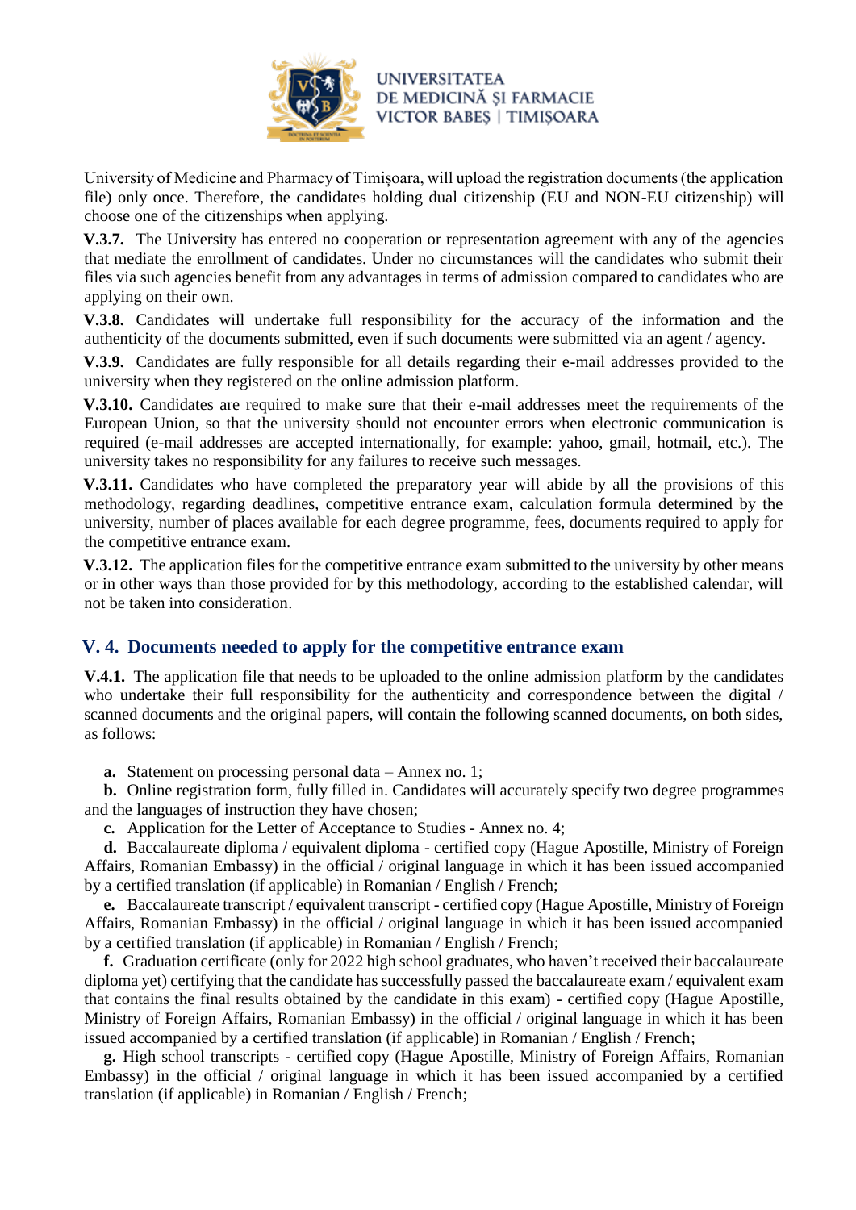University of Medicine and Pharmacy of Timișoara, will upload the registration documents (the application file) only once. Therefore, the candidates holding dual citizenship (EU and NON-EU citizenship) will choose one of the citizenships when applying.

**V.3.7.** The University has entered no cooperation or representation agreement with any of the agencies that mediate the enrollment of candidates. Under no circumstances will the candidates who submit their files via such agencies benefit from any advantages in terms of admission compared to candidates who are applying on their own.

**V.3.8.** Candidates will undertake full responsibility for the accuracy of the information and the authenticity of the documents submitted, even if such documents were submitted via an agent / agency.

**V.3.9.** Candidates are fully responsible for all details regarding their e-mail addresses provided to the university when they registered on the online admission platform.

**V.3.10.** Candidates are required to make sure that their e-mail addresses meet the requirements of the European Union, so that the university should not encounter errors when electronic communication is required (e-mail addresses are accepted internationally, for example: yahoo, gmail, hotmail, etc.). The university takes no responsibility for any failures to receive such messages.

**V.3.11.** Candidates who have completed the preparatory year will abide by all the provisions of this methodology, regarding deadlines, competitive entrance exam, calculation formula determined by the university, number of places available for each degree programme, fees, documents required to apply for the competitive entrance exam.

**V.3.12.** The application files for the competitive entrance exam submitted to the university by other means or in other ways than those provided for by this methodology, according to the established calendar, will not be taken into consideration.

## V. 4. Documents needed to apply for the competitive entrance exam

**V.4.1.** The application file that needs to be uploaded to the online admission platform by the candidates who undertake their full responsibility for the authenticity and correspondence between the digital / scanned documents and the original papers, will contain the following scanned documents, on both sides, as follows:

**a.** Statement on processing personal data – Annex no. 1;

**b.** Online registration form, fully filled in. Candidates will accurately specify two degree programmes and the languages of instruction they have chosen;

**c.** Application for the Letter of Acceptance to Studies - Annex no. 4;

**d.** Baccalaureate diploma / equivalent diploma - certified copy (Hague Apostille, Ministry of Foreign Affairs, Romanian Embassy) in the official / original language in which it has been issued accompanied by a certified translation (if applicable) in Romanian / English / French;

**e.** Baccalaureate transcript / equivalent transcript - certified copy (Hague Apostille, Ministry of Foreign Affairs, Romanian Embassy) in the official / original language in which it has been issued accompanied by a certified translation (if applicable) in Romanian / English / French;

**f.** Graduation certificate (only for 2022 high school graduates, who haven't received their baccalaureate diploma yet) certifying that the candidate has successfully passed the baccalaureate exam / equivalent exam that contains the final results obtained by the candidate in this exam) - certified copy (Hague Apostille, Ministry of Foreign Affairs, Romanian Embassy) in the official / original language in which it has been issued accompanied by a certified translation (if applicable) in Romanian / English / French;

**g.** High school transcripts - certified copy (Hague Apostille, Ministry of Foreign Affairs, Romanian Embassy) in the official / original language in which it has been issued accompanied by a certified translation (if applicable) in Romanian / English / French;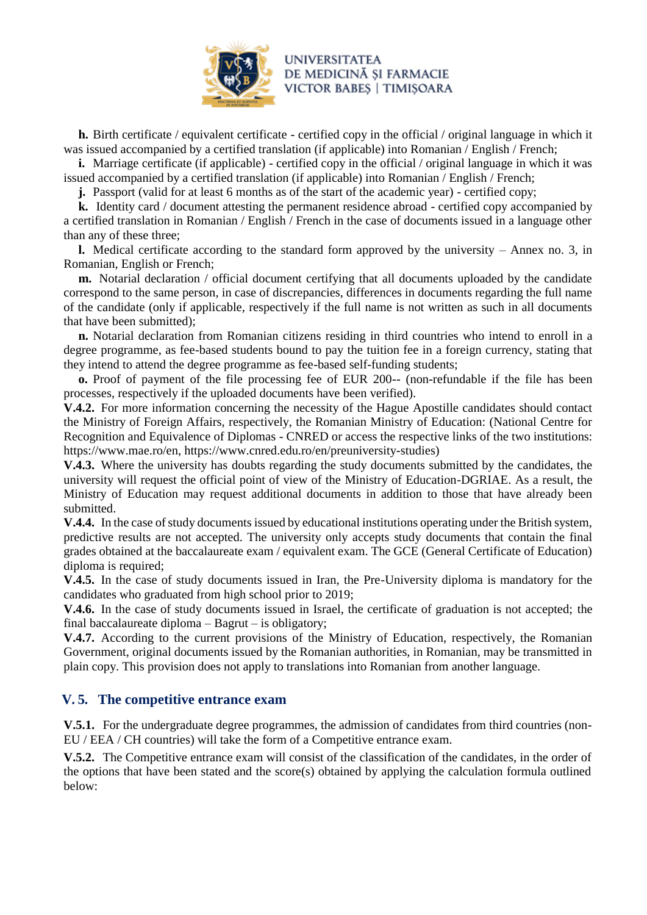**h.** Birth certificate / equivalent certificate - certified copy in the official / original language in which it was issued accompanied by a certified translation (if applicable) into Romanian / English / French;

**i.** Marriage certificate (if applicable) - certified copy in the official / original language in which it was issued accompanied by a certified translation (if applicable) into Romanian / English / French;

**j.** Passport (valid for at least 6 months as of the start of the academic year) - certified copy;

**k.** Identity card / document attesting the permanent residence abroad - certified copy accompanied by a certified translation in Romanian / English / French in the case of documents issued in a language other than any of these three;

**l.** Medical certificate according to the standard form approved by the university – Annex no. 3, in Romanian, English or French;

**m.** Notarial declaration / official document certifying that all documents uploaded by the candidate correspond to the same person, in case of discrepancies, differences in documents regarding the full name of the candidate (only if applicable, respectively if the full name is not written as such in all documents that have been submitted);

**n.** Notarial declaration from Romanian citizens residing in third countries who intend to enroll in a degree programme, as fee-based students bound to pay the tuition fee in a foreign currency, stating that they intend to attend the degree programme as fee-based self-funding students;

**o.** Proof of payment of the file processing fee of EUR 200-- (non-refundable if the file has been processes, respectively if the uploaded documents have been verified).

**V.4.2.** For more information concerning the necessity of the Hague Apostille candidates should contact the Ministry of Foreign Affairs, respectively, the Romanian Ministry of Education: (National Centre for Recognition and Equivalence of Diplomas - CNRED or access the respective links of the two institutions: https://www.mae.ro/en, https://www.cnred.edu.ro/en/preuniversity-studies)

**V.4.3.** Where the university has doubts regarding the study documents submitted by the candidates, the university will request the official point of view of the Ministry of Education-DGRIAE. As a result, the Ministry of Education may request additional documents in addition to those that have already been submitted.

**V.4.4.** In the case of study documents issued by educational institutions operating under the British system, predictive results are not accepted. The university only accepts study documents that contain the final grades obtained at the baccalaureate exam / equivalent exam. The GCE (General Certificate of Education) diploma is required;

**V.4.5.** In the case of study documents issued in Iran, the Pre-University diploma is mandatory for the candidates who graduated from high school prior to 2019;

**V.4.6.** In the case of study documents issued in Israel, the certificate of graduation is not accepted; the final baccalaureate diploma – Bagrut – is obligatory;

**V.4.7.** According to the current provisions of the Ministry of Education, respectively, the Romanian Government, original documents issued by the Romanian authorities, in Romanian, may be transmitted in plain copy. This provision does not apply to translations into Romanian from another language.

## V. 5. The competitive entrance exam

**V.5.1.** For the undergraduate degree programmes, the admission of candidates from third countries (non-EU / EEA / CH countries) will take the form of a Competitive entrance exam.

**V.5.2.** The Competitive entrance exam will consist of the classification of the candidates, in the order of the options that have been stated and the score(s) obtained by applying the calculation formula outlined below: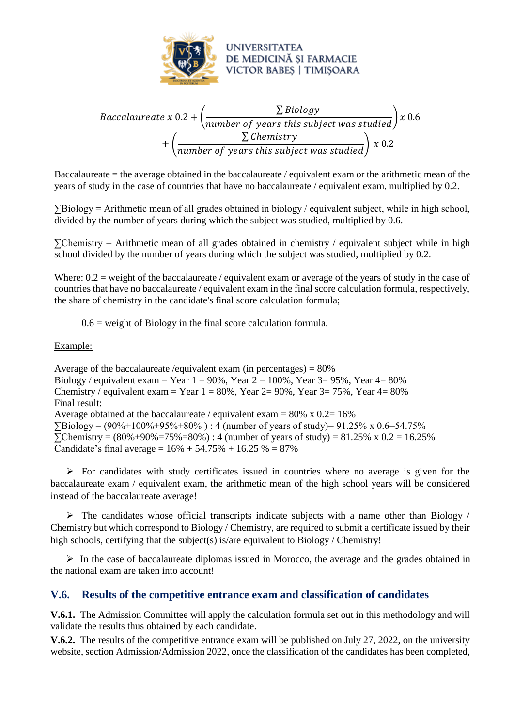$$Baccalaureate \ x \ 0.2 + \left(\frac{\sum Biology}{number \ of \ years \ this \ subject \ was \ studied}\right) x \ 0.6 + \left(\frac{\sum Chemistry}{number \ of \ years \ this \ subject \ was \ studied}\right) \ x \ 0.2$$

Baccalaureate = the average obtained in the baccalaureate / equivalent exam or the arithmetic mean of the years of study in the case of countries that have no baccalaureate / equivalent exam, multiplied by 0.2.

∑Biology = Arithmetic mean of all grades obtained in biology / equivalent subject, while in high school, divided by the number of years during which the subject was studied, multiplied by 0.6.

∑Chemistry = Arithmetic mean of all grades obtained in chemistry / equivalent subject while in high school divided by the number of years during which the subject was studied, multiplied by 0.2.

Where: 0.2 = weight of the baccalaureate / equivalent exam or average of the years of study in the case of countries that have no baccalaureate / equivalent exam in the final score calculation formula, respectively, the share of chemistry in the candidate's final score calculation formula;

0.6 = weight of Biology in the final score calculation formula.

Example:

Average of the baccalaureate /equivalent exam (in percentages) = 80%
Biology / equivalent exam = Year 1 = 90%, Year 2 = 100%, Year 3= 95%, Year 4= 80%
Chemistry / equivalent exam = Year 1 = 80%, Year 2= 90%, Year 3= 75%, Year 4= 80%
Final result:
Average obtained at the baccalaureate / equivalent exam = 80% x 0.2= 16%
∑Biology = (90%+100%+95%+80% ) : 4 (number of years of study)= 91.25% x 0.6=54.75%
∑Chemistry = (80%+90%=75%=80%) : 4 (number of years of study) = 81.25% x 0.2 = 16.25%
Candidate's final average = 16% + 54.75% + 16.25 % = 87%

- For candidates with study certificates issued in countries where no average is given for the baccalaureate exam / equivalent exam, the arithmetic mean of the high school years will be considered instead of the baccalaureate average!

- The candidates whose official transcripts indicate subjects with a name other than Biology / Chemistry but which correspond to Biology / Chemistry, are required to submit a certificate issued by their high schools, certifying that the subject(s) is/are equivalent to Biology / Chemistry!

- In the case of baccalaureate diplomas issued in Morocco, the average and the grades obtained in the national exam are taken into account!

## V.6. Results of the competitive entrance exam and classification of candidates

**V.6.1.** The Admission Committee will apply the calculation formula set out in this methodology and will validate the results thus obtained by each candidate.

**V.6.2.** The results of the competitive entrance exam will be published on July 27, 2022, on the university website, section Admission/Admission 2022, once the classification of the candidates has been completed,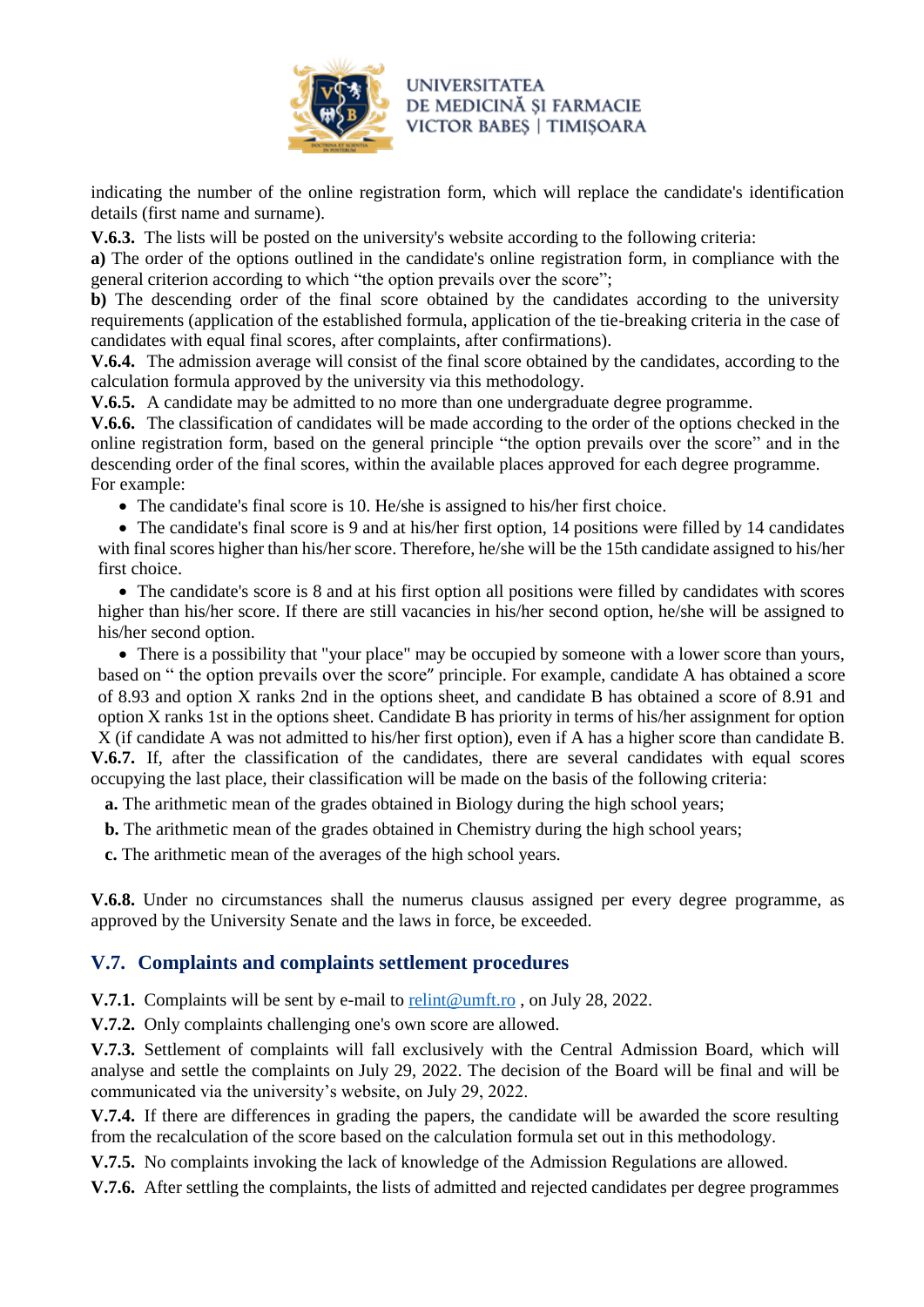indicating the number of the online registration form, which will replace the candidate's identification details (first name and surname).

**V.6.3.** The lists will be posted on the university's website according to the following criteria:

**a)** The order of the options outlined in the candidate's online registration form, in compliance with the general criterion according to which "the option prevails over the score";

**b)** The descending order of the final score obtained by the candidates according to the university requirements (application of the established formula, application of the tie-breaking criteria in the case of candidates with equal final scores, after complaints, after confirmations).

**V.6.4.** The admission average will consist of the final score obtained by the candidates, according to the calculation formula approved by the university via this methodology.

**V.6.5.** A candidate may be admitted to no more than one undergraduate degree programme.

**V.6.6.** The classification of candidates will be made according to the order of the options checked in the online registration form, based on the general principle "the option prevails over the score" and in the descending order of the final scores, within the available places approved for each degree programme. For example:

- The candidate's final score is 10. He/she is assigned to his/her first choice.
- The candidate's final score is 9 and at his/her first option, 14 positions were filled by 14 candidates with final scores higher than his/her score. Therefore, he/she will be the 15th candidate assigned to his/her first choice.
- The candidate's score is 8 and at his first option all positions were filled by candidates with scores higher than his/her score. If there are still vacancies in his/her second option, he/she will be assigned to his/her second option.
- There is a possibility that "your place" may be occupied by someone with a lower score than yours, based on " the option prevails over the score" principle. For example, candidate A has obtained a score of 8.93 and option X ranks 2nd in the options sheet, and candidate B has obtained a score of 8.91 and option X ranks 1st in the options sheet. Candidate B has priority in terms of his/her assignment for option X (if candidate A was not admitted to his/her first option), even if A has a higher score than candidate B.

**V.6.7.** If, after the classification of the candidates, there are several candidates with equal scores occupying the last place, their classification will be made on the basis of the following criteria:

**a.** The arithmetic mean of the grades obtained in Biology during the high school years;

**b.** The arithmetic mean of the grades obtained in Chemistry during the high school years;

**c.** The arithmetic mean of the averages of the high school years.

**V.6.8.** Under no circumstances shall the numerus clausus assigned per every degree programme, as approved by the University Senate and the laws in force, be exceeded.

## V.7. Complaints and complaints settlement procedures

**V.7.1.** Complaints will be sent by e-mail to relint@umft.ro , on July 28, 2022.

**V.7.2.** Only complaints challenging one's own score are allowed.

**V.7.3.** Settlement of complaints will fall exclusively with the Central Admission Board, which will analyse and settle the complaints on July 29, 2022. The decision of the Board will be final and will be communicated via the university's website, on July 29, 2022.

**V.7.4.** If there are differences in grading the papers, the candidate will be awarded the score resulting from the recalculation of the score based on the calculation formula set out in this methodology.

**V.7.5.** No complaints invoking the lack of knowledge of the Admission Regulations are allowed.

**V.7.6.** After settling the complaints, the lists of admitted and rejected candidates per degree programmes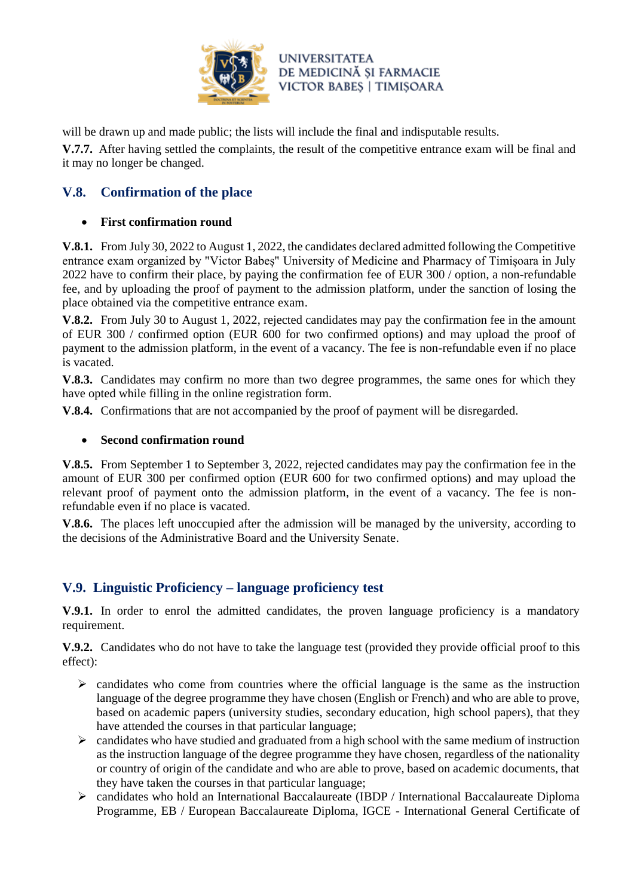will be drawn up and made public; the lists will include the final and indisputable results.

**V.7.7.** After having settled the complaints, the result of the competitive entrance exam will be final and it may no longer be changed.

## V.8. Confirmation of the place

- **First confirmation round**

**V.8.1.** From July 30, 2022 to August 1, 2022, the candidates declared admitted following the Competitive entrance exam organized by "Victor Babeș" University of Medicine and Pharmacy of Timișoara in July 2022 have to confirm their place, by paying the confirmation fee of EUR 300 / option, a non-refundable fee, and by uploading the proof of payment to the admission platform, under the sanction of losing the place obtained via the competitive entrance exam.

**V.8.2.** From July 30 to August 1, 2022, rejected candidates may pay the confirmation fee in the amount of EUR 300 / confirmed option (EUR 600 for two confirmed options) and may upload the proof of payment to the admission platform, in the event of a vacancy. The fee is non-refundable even if no place is vacated.

**V.8.3.** Candidates may confirm no more than two degree programmes, the same ones for which they have opted while filling in the online registration form.

**V.8.4.** Confirmations that are not accompanied by the proof of payment will be disregarded.

- **Second confirmation round**

**V.8.5.** From September 1 to September 3, 2022, rejected candidates may pay the confirmation fee in the amount of EUR 300 per confirmed option (EUR 600 for two confirmed options) and may upload the relevant proof of payment onto the admission platform, in the event of a vacancy. The fee is non-refundable even if no place is vacated.

**V.8.6.** The places left unoccupied after the admission will be managed by the university, according to the decisions of the Administrative Board and the University Senate.

## V.9. Linguistic Proficiency – language proficiency test

**V.9.1.** In order to enrol the admitted candidates, the proven language proficiency is a mandatory requirement.

**V.9.2.** Candidates who do not have to take the language test (provided they provide official proof to this effect):

- candidates who come from countries where the official language is the same as the instruction language of the degree programme they have chosen (English or French) and who are able to prove, based on academic papers (university studies, secondary education, high school papers), that they have attended the courses in that particular language;
- candidates who have studied and graduated from a high school with the same medium of instruction as the instruction language of the degree programme they have chosen, regardless of the nationality or country of origin of the candidate and who are able to prove, based on academic documents, that they have taken the courses in that particular language;
- candidates who hold an International Baccalaureate (IBDP / International Baccalaureate Diploma Programme, EB / European Baccalaureate Diploma, IGCE - International General Certificate of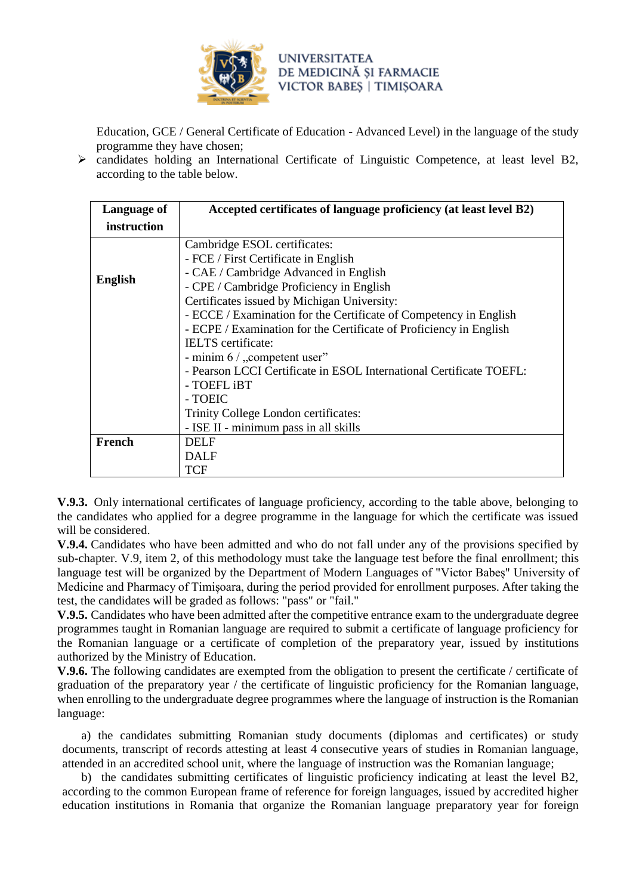Education, GCE / General Certificate of Education - Advanced Level) in the language of the study programme they have chosen;

- candidates holding an International Certificate of Linguistic Competence, at least level B2, according to the table below.

| Language of instruction | Accepted certificates of language proficiency (at least level B2) |
|---|---|
| **English** | Cambridge ESOL certificates:<br>- FCE / First Certificate in English<br>- CAE / Cambridge Advanced in English<br>- CPE / Cambridge Proficiency in English<br>Certificates issued by Michigan University:<br>- ECCE / Examination for the Certificate of Competency in English<br>- ECPE / Examination for the Certificate of Proficiency in English<br>IELTS certificate:<br>- minim 6 / „competent user"<br>- Pearson LCCI Certificate in ESOL International Certificate TOEFL:<br>- TOEFL iBT<br>- TOEIC<br>Trinity College London certificates:<br>- ISE II - minimum pass in all skills |
| **French** | DELF<br>DALF<br>TCF |

**V.9.3.** Only international certificates of language proficiency, according to the table above, belonging to the candidates who applied for a degree programme in the language for which the certificate was issued will be considered.

**V.9.4.** Candidates who have been admitted and who do not fall under any of the provisions specified by sub-chapter. V.9, item 2, of this methodology must take the language test before the final enrollment; this language test will be organized by the Department of Modern Languages of "Victor Babeș" University of Medicine and Pharmacy of Timișoara, during the period provided for enrollment purposes. After taking the test, the candidates will be graded as follows: "pass" or "fail."

**V.9.5.** Candidates who have been admitted after the competitive entrance exam to the undergraduate degree programmes taught in Romanian language are required to submit a certificate of language proficiency for the Romanian language or a certificate of completion of the preparatory year, issued by institutions authorized by the Ministry of Education.

**V.9.6.** The following candidates are exempted from the obligation to present the certificate / certificate of graduation of the preparatory year / the certificate of linguistic proficiency for the Romanian language, when enrolling to the undergraduate degree programmes where the language of instruction is the Romanian language:

a) the candidates submitting Romanian study documents (diplomas and certificates) or study documents, transcript of records attesting at least 4 consecutive years of studies in Romanian language, attended in an accredited school unit, where the language of instruction was the Romanian language;

b) the candidates submitting certificates of linguistic proficiency indicating at least the level B2, according to the common European frame of reference for foreign languages, issued by accredited higher education institutions in Romania that organize the Romanian language preparatory year for foreign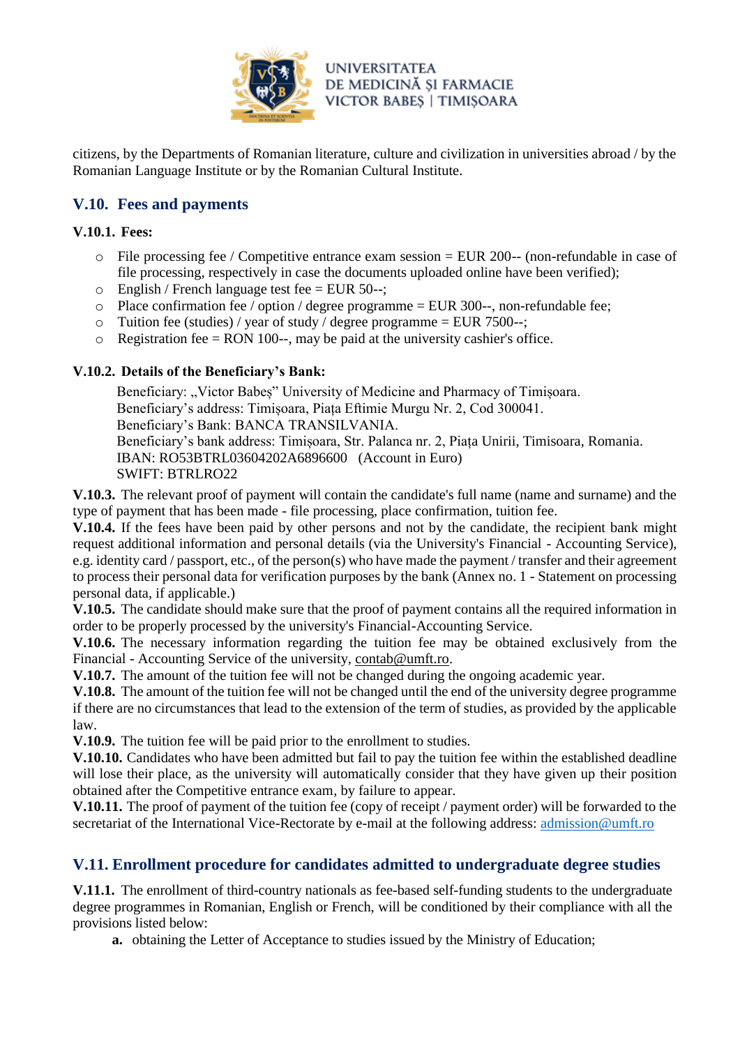citizens, by the Departments of Romanian literature, culture and civilization in universities abroad / by the Romanian Language Institute or by the Romanian Cultural Institute.

## V.10. Fees and payments

### V.10.1. Fees:

- File processing fee / Competitive entrance exam session = EUR 200-- (non-refundable in case of file processing, respectively in case the documents uploaded online have been verified);
- English / French language test fee = EUR 50--;
- Place confirmation fee / option / degree programme = EUR 300--, non-refundable fee;
- Tuition fee (studies) / year of study / degree programme = EUR 7500--;
- Registration fee = RON 100--, may be paid at the university cashier's office.

### V.10.2. Details of the Beneficiary's Bank:

Beneficiary: „Victor Babeș" University of Medicine and Pharmacy of Timișoara.
Beneficiary's address: Timișoara, Piața Eftimie Murgu Nr. 2, Cod 300041.
Beneficiary's Bank: BANCA TRANSILVANIA.
Beneficiary's bank address: Timișoara, Str. Palanca nr. 2, Piața Unirii, Timisoara, Romania.
IBAN: RO53BTRL03604202A6896600 (Account in Euro)
SWIFT: BTRLRO22

**V.10.3.** The relevant proof of payment will contain the candidate's full name (name and surname) and the type of payment that has been made - file processing, place confirmation, tuition fee.

**V.10.4.** If the fees have been paid by other persons and not by the candidate, the recipient bank might request additional information and personal details (via the University's Financial - Accounting Service), e.g. identity card / passport, etc., of the person(s) who have made the payment / transfer and their agreement to process their personal data for verification purposes by the bank (Annex no. 1 - Statement on processing personal data, if applicable.)

**V.10.5.** The candidate should make sure that the proof of payment contains all the required information in order to be properly processed by the university's Financial-Accounting Service.

**V.10.6.** The necessary information regarding the tuition fee may be obtained exclusively from the Financial - Accounting Service of the university, contab@umft.ro.

**V.10.7.** The amount of the tuition fee will not be changed during the ongoing academic year.

**V.10.8.** The amount of the tuition fee will not be changed until the end of the university degree programme if there are no circumstances that lead to the extension of the term of studies, as provided by the applicable law.

**V.10.9.** The tuition fee will be paid prior to the enrollment to studies.

**V.10.10.** Candidates who have been admitted but fail to pay the tuition fee within the established deadline will lose their place, as the university will automatically consider that they have given up their position obtained after the Competitive entrance exam, by failure to appear.

**V.10.11.** The proof of payment of the tuition fee (copy of receipt / payment order) will be forwarded to the secretariat of the International Vice-Rectorate by e-mail at the following address: admission@umft.ro

## V.11. Enrollment procedure for candidates admitted to undergraduate degree studies

**V.11.1.** The enrollment of third-country nationals as fee-based self-funding students to the undergraduate degree programmes in Romanian, English or French, will be conditioned by their compliance with all the provisions listed below:

**a.** obtaining the Letter of Acceptance to studies issued by the Ministry of Education;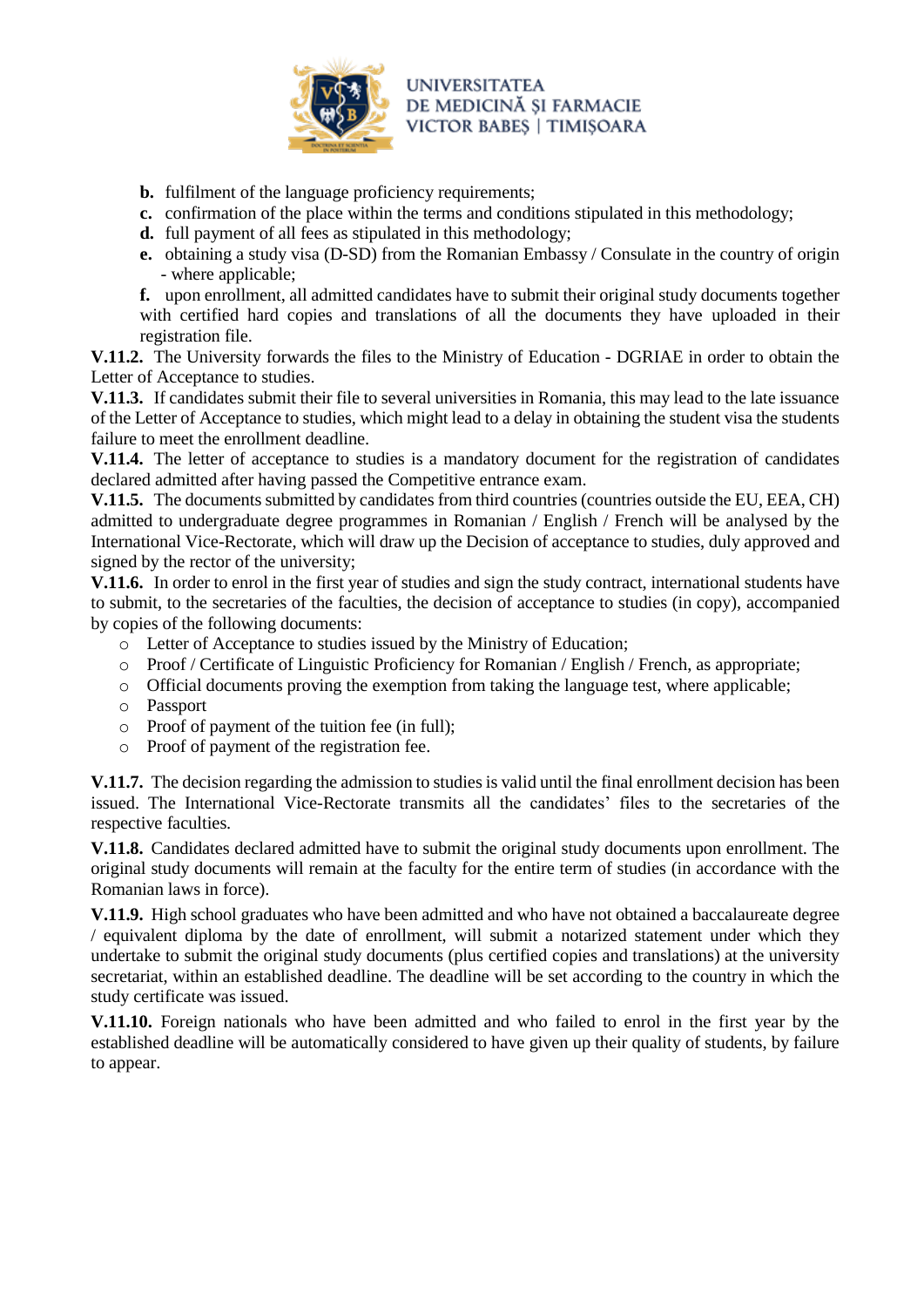**b.** fulfilment of the language proficiency requirements;
**c.** confirmation of the place within the terms and conditions stipulated in this methodology;
**d.** full payment of all fees as stipulated in this methodology;
**e.** obtaining a study visa (D-SD) from the Romanian Embassy / Consulate in the country of origin - where applicable;
**f.** upon enrollment, all admitted candidates have to submit their original study documents together with certified hard copies and translations of all the documents they have uploaded in their registration file.

**V.11.2.** The University forwards the files to the Ministry of Education - DGRIAE in order to obtain the Letter of Acceptance to studies.

**V.11.3.** If candidates submit their file to several universities in Romania, this may lead to the late issuance of the Letter of Acceptance to studies, which might lead to a delay in obtaining the student visa the students failure to meet the enrollment deadline.

**V.11.4.** The letter of acceptance to studies is a mandatory document for the registration of candidates declared admitted after having passed the Competitive entrance exam.

**V.11.5.** The documents submitted by candidates from third countries (countries outside the EU, EEA, CH) admitted to undergraduate degree programmes in Romanian / English / French will be analysed by the International Vice-Rectorate, which will draw up the Decision of acceptance to studies, duly approved and signed by the rector of the university;

**V.11.6.** In order to enrol in the first year of studies and sign the study contract, international students have to submit, to the secretaries of the faculties, the decision of acceptance to studies (in copy), accompanied by copies of the following documents:

- Letter of Acceptance to studies issued by the Ministry of Education;
- Proof / Certificate of Linguistic Proficiency for Romanian / English / French, as appropriate;
- Official documents proving the exemption from taking the language test, where applicable;
- Passport
- Proof of payment of the tuition fee (in full);
- Proof of payment of the registration fee.

**V.11.7.** The decision regarding the admission to studies is valid until the final enrollment decision has been issued. The International Vice-Rectorate transmits all the candidates' files to the secretaries of the respective faculties.

**V.11.8.** Candidates declared admitted have to submit the original study documents upon enrollment. The original study documents will remain at the faculty for the entire term of studies (in accordance with the Romanian laws in force).

**V.11.9.** High school graduates who have been admitted and who have not obtained a baccalaureate degree / equivalent diploma by the date of enrollment, will submit a notarized statement under which they undertake to submit the original study documents (plus certified copies and translations) at the university secretariat, within an established deadline. The deadline will be set according to the country in which the study certificate was issued.

**V.11.10.** Foreign nationals who have been admitted and who failed to enrol in the first year by the established deadline will be automatically considered to have given up their quality of students, by failure to appear.